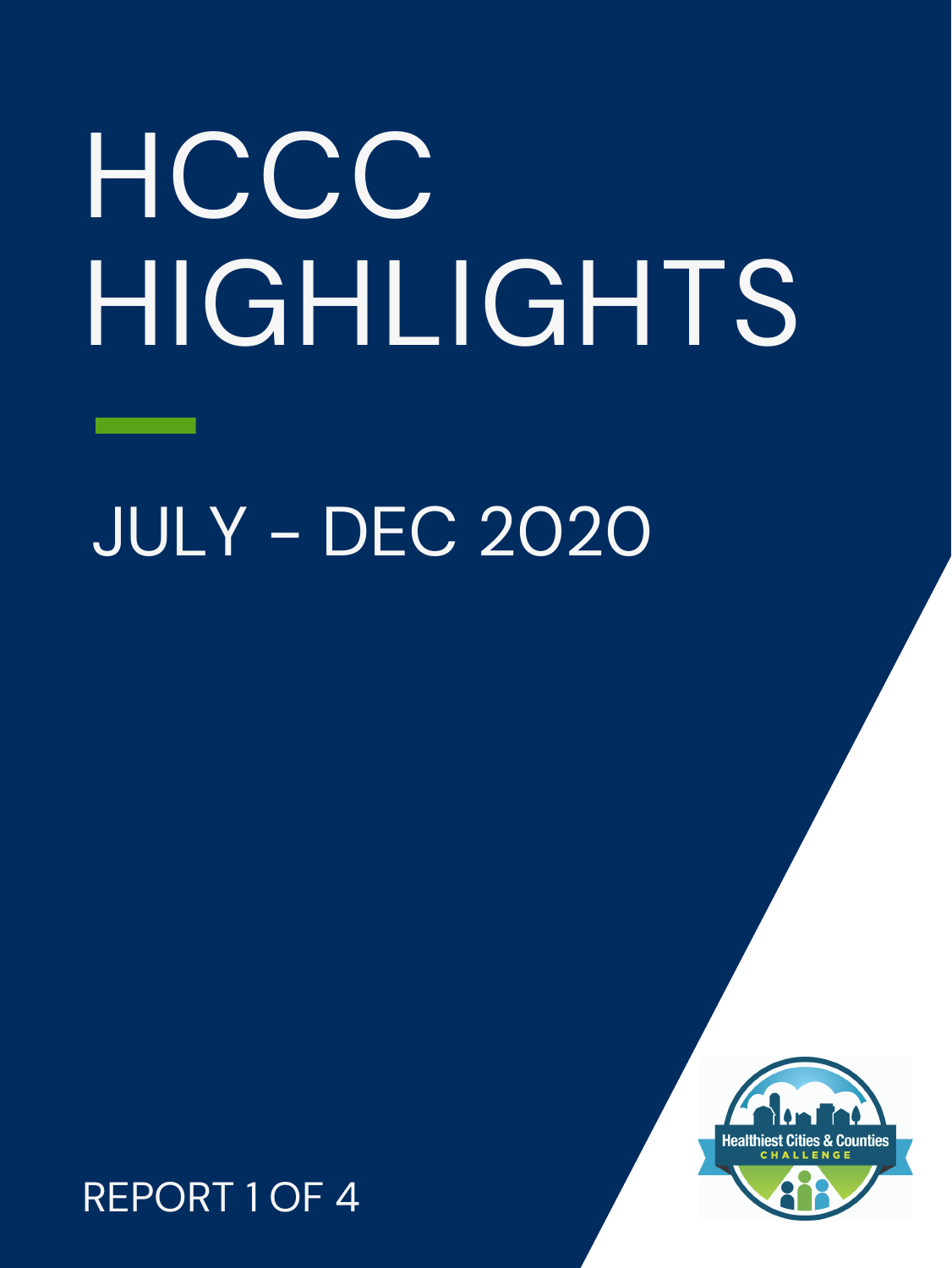# HCCC HIGHLIGHTS

## JULY - DEC 2020

REPORT 1 OF 4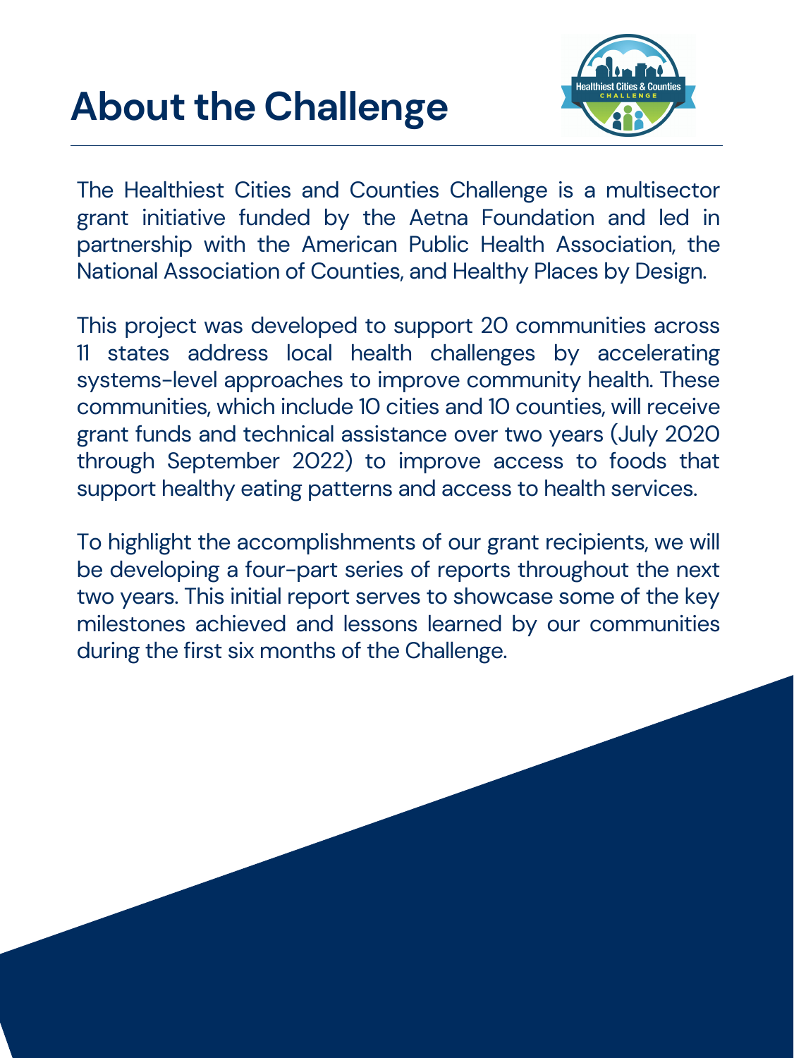# About the Challenge

The Healthiest Cities and Counties Challenge is a multisector grant initiative funded by the Aetna Foundation and led in partnership with the American Public Health Association, the National Association of Counties, and Healthy Places by Design.

This project was developed to support 20 communities across 11 states address local health challenges by accelerating systems-level approaches to improve community health. These communities, which include 10 cities and 10 counties, will receive grant funds and technical assistance over two years (July 2020 through September 2022) to improve access to foods that support healthy eating patterns and access to health services.

To highlight the accomplishments of our grant recipients, we will be developing a four-part series of reports throughout the next two years. This initial report serves to showcase some of the key milestones achieved and lessons learned by our communities during the first six months of the Challenge.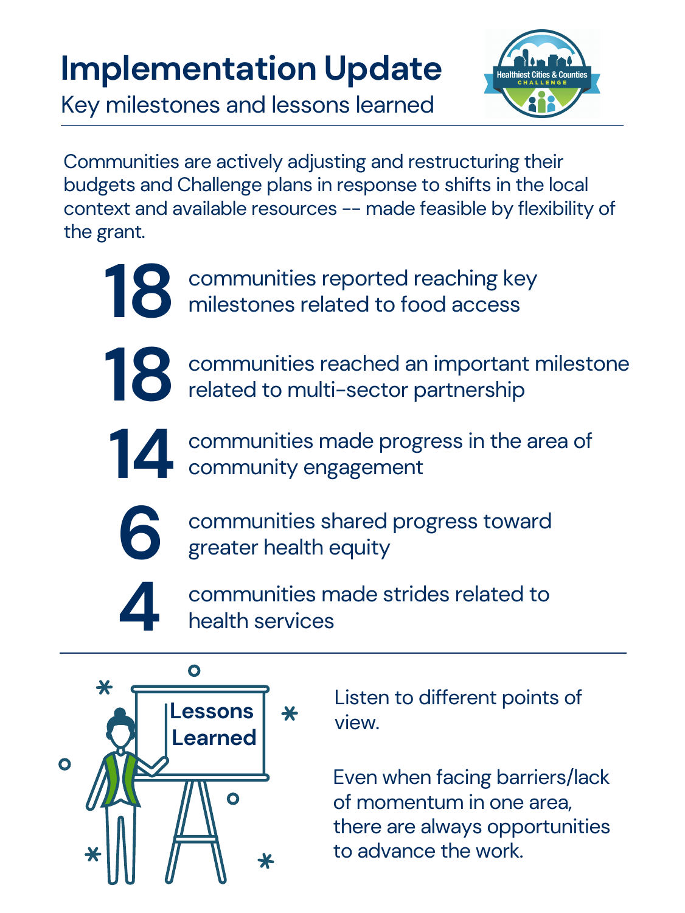# Implementation Update

Key milestones and lessons learned

Communities are actively adjusting and restructuring their budgets and Challenge plans in response to shifts in the local context and available resources -- made feasible by flexibility of the grant.

**18** communities reported reaching key milestones related to food access

**18** communities reached an important milestone related to multi-sector partnership

**14** communities made progress in the area of community engagement

**6** communities shared progress toward greater health equity

**4** communities made strides related to health services

## Lessons Learned

Listen to different points of view.

Even when facing barriers/lack of momentum in one area, there are always opportunities to advance the work.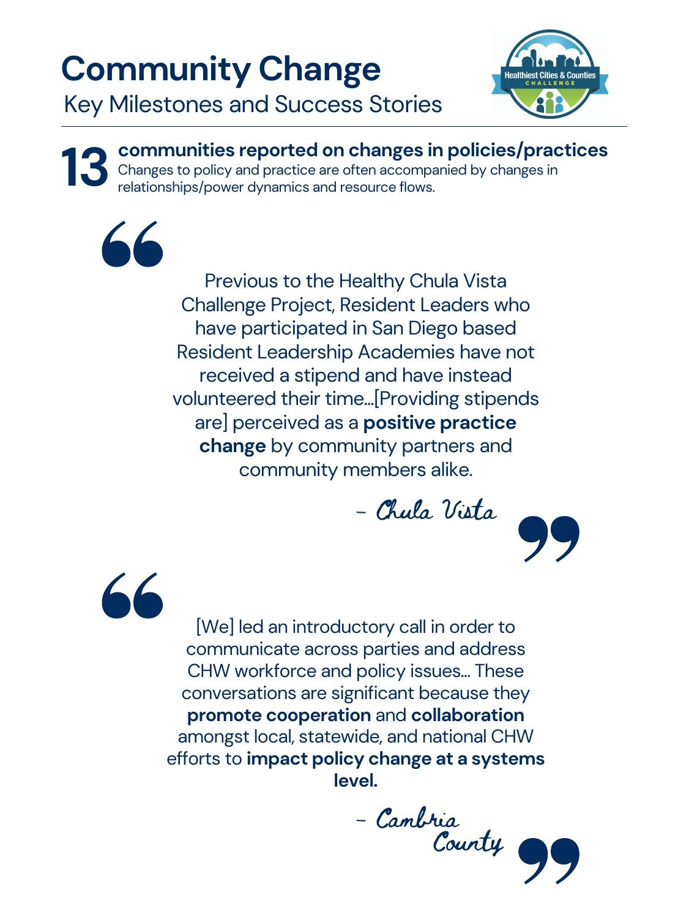# Community Change

## Key Milestones and Success Stories

**13 communities reported on changes in policies/practices**

Changes to policy and practice are often accompanied by changes in relationships/power dynamics and resource flows.

> Previous to the Healthy Chula Vista Challenge Project, Resident Leaders who have participated in San Diego based Resident Leadership Academies have not received a stipend and have instead volunteered their time...[Providing stipends are] perceived as a **positive practice change** by community partners and community members alike.
>
> *- Chula Vista*

> [We] led an introductory call in order to communicate across parties and address CHW workforce and policy issues... These conversations are significant because they **promote cooperation** and **collaboration** amongst local, statewide, and national CHW efforts to **impact policy change at a systems level.**
>
> *- Cambria County*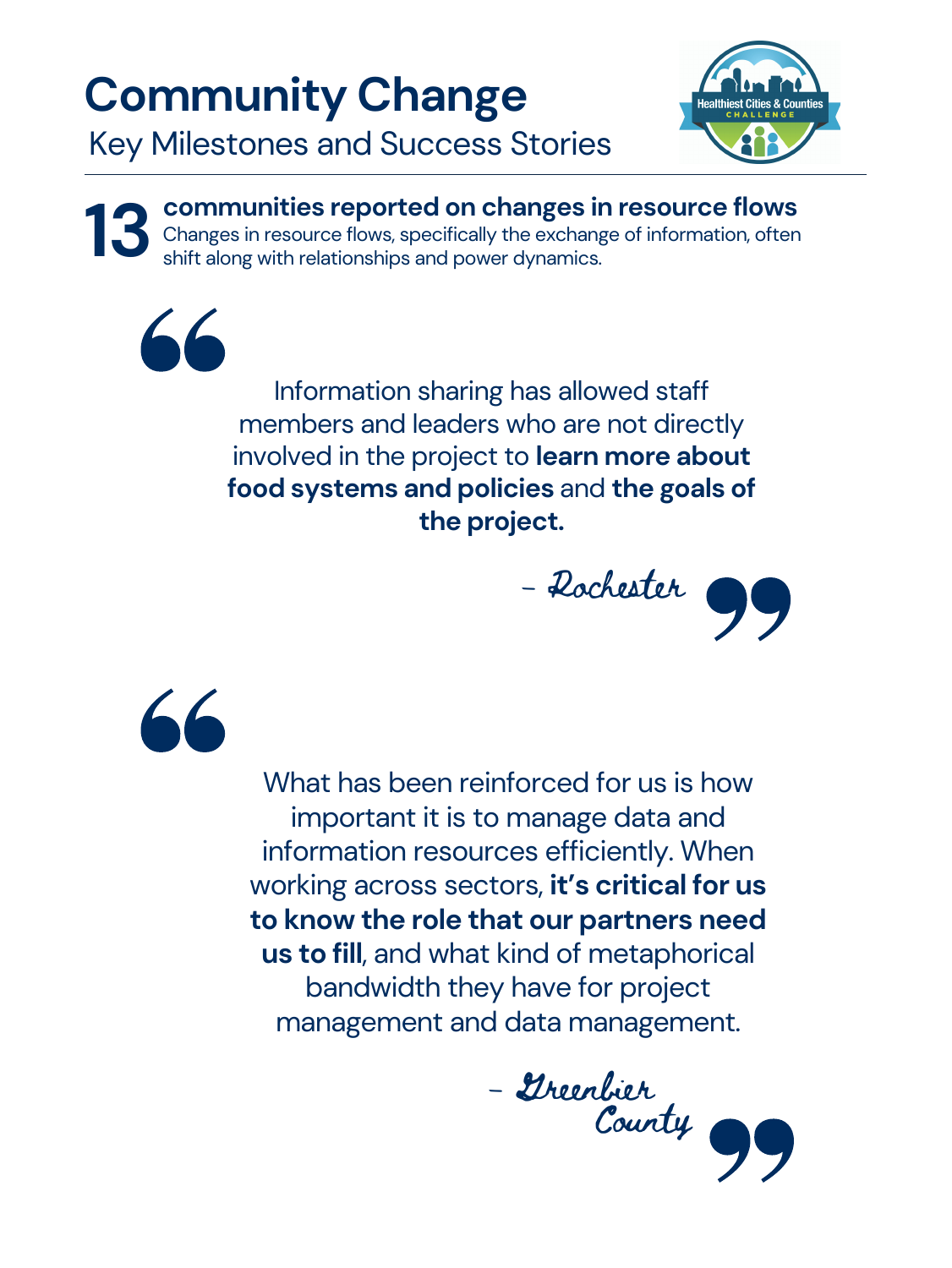# Community Change

Key Milestones and Success Stories

**13 communities reported on changes in resource flows**

Changes in resource flows, specifically the exchange of information, often shift along with relationships and power dynamics.

> Information sharing has allowed staff members and leaders who are not directly involved in the project to **learn more about food systems and policies** and **the goals of the project.**
>
> – Rochester

> What has been reinforced for us is how important it is to manage data and information resources efficiently. When working across sectors, **it's critical for us to know the role that our partners need us to fill**, and what kind of metaphorical bandwidth they have for project management and data management.
>
> – Greenbier County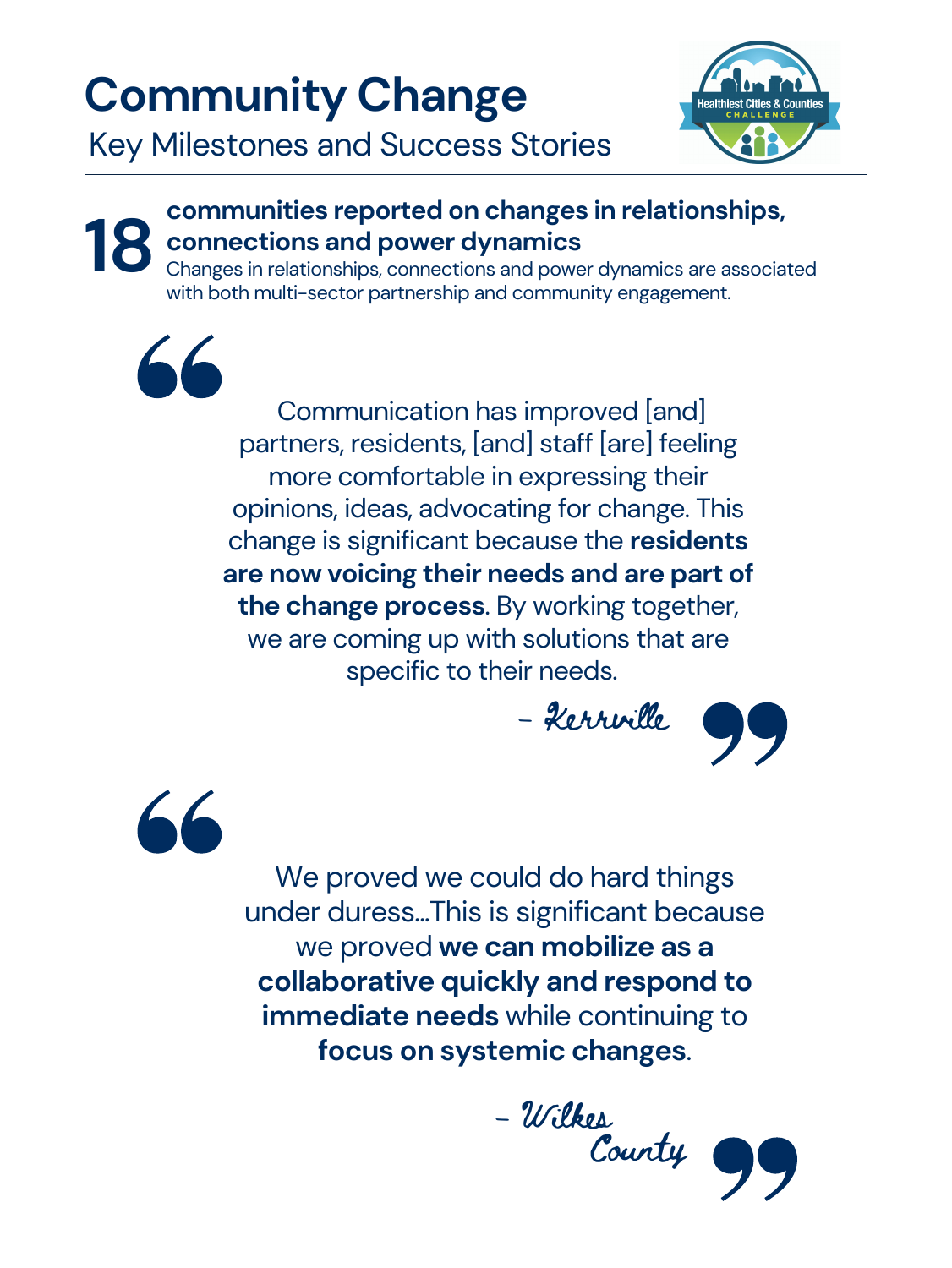# Community Change

Key Milestones and Success Stories

**18** **communities reported on changes in relationships, connections and power dynamics**

Changes in relationships, connections and power dynamics are associated with both multi-sector partnership and community engagement.

> Communication has improved [and] partners, residents, [and] staff [are] feeling more comfortable in expressing their opinions, ideas, advocating for change. This change is significant because the **residents are now voicing their needs and are part of the change process**. By working together, we are coming up with solutions that are specific to their needs.
>
> – *Kerrville*

> We proved we could do hard things under duress...This is significant because we proved **we can mobilize as a collaborative quickly and respond to immediate needs** while continuing to **focus on systemic changes**.
>
> – *Wilkes County*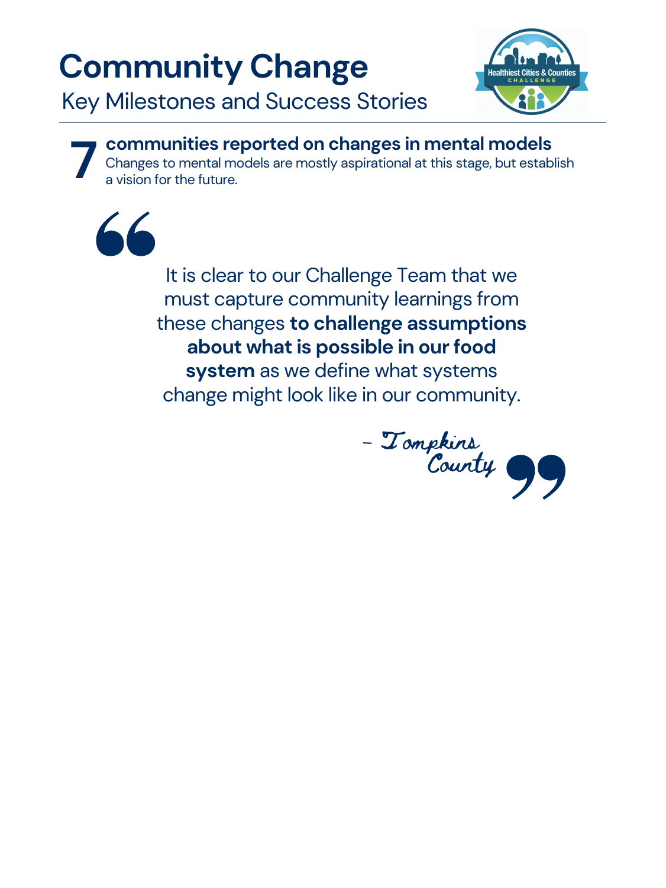# Community Change

Key Milestones and Success Stories

**7 communities reported on changes in mental models**

Changes to mental models are mostly aspirational at this stage, but establish a vision for the future.

> It is clear to our Challenge Team that we must capture community learnings from these changes **to challenge assumptions about what is possible in our food system** as we define what systems change might look like in our community.
>
> – Tompkins County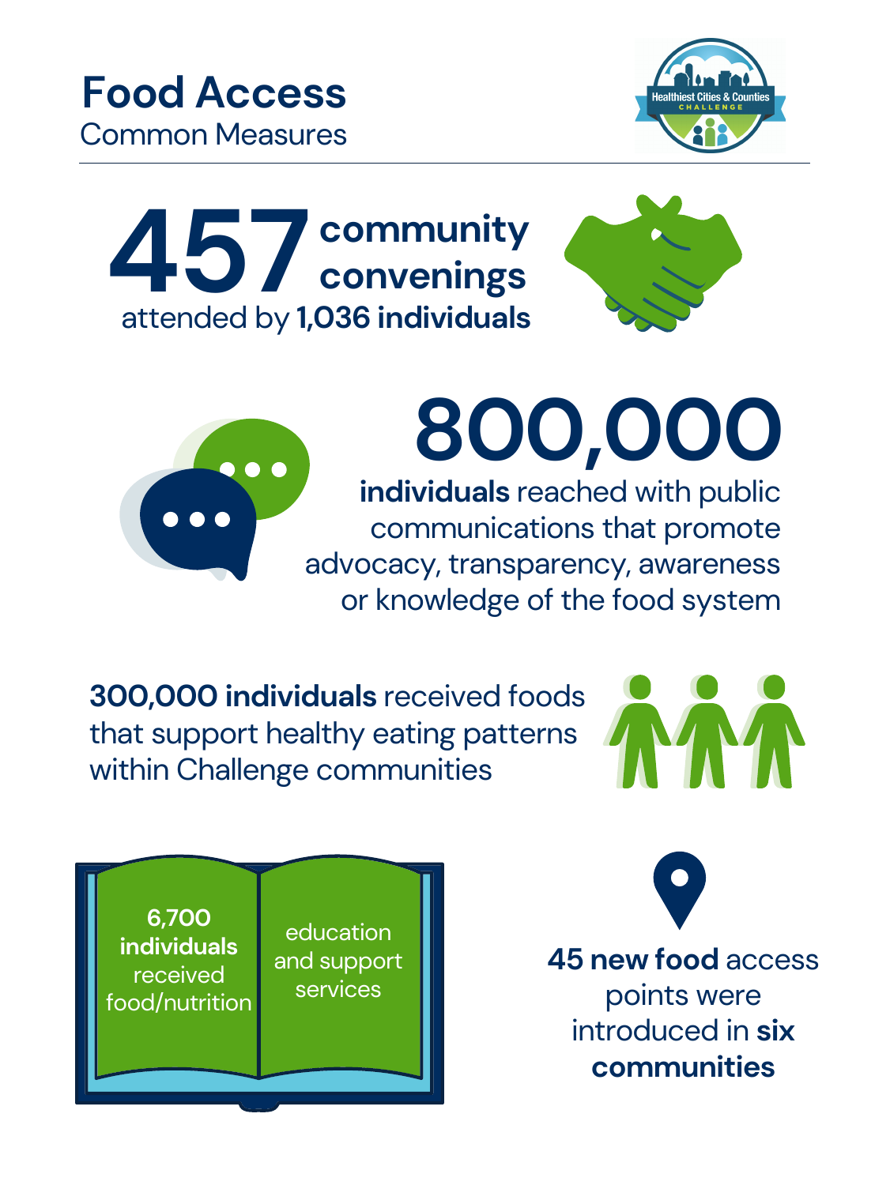# Food Access

Common Measures

**457 community convenings** attended by **1,036 individuals**

**800,000 individuals** reached with public communications that promote advocacy, transparency, awareness or knowledge of the food system

**300,000 individuals** received foods that support healthy eating patterns within Challenge communities

**6,700 individuals** received food/nutrition education and support services

**45 new food** access points were introduced in **six communities**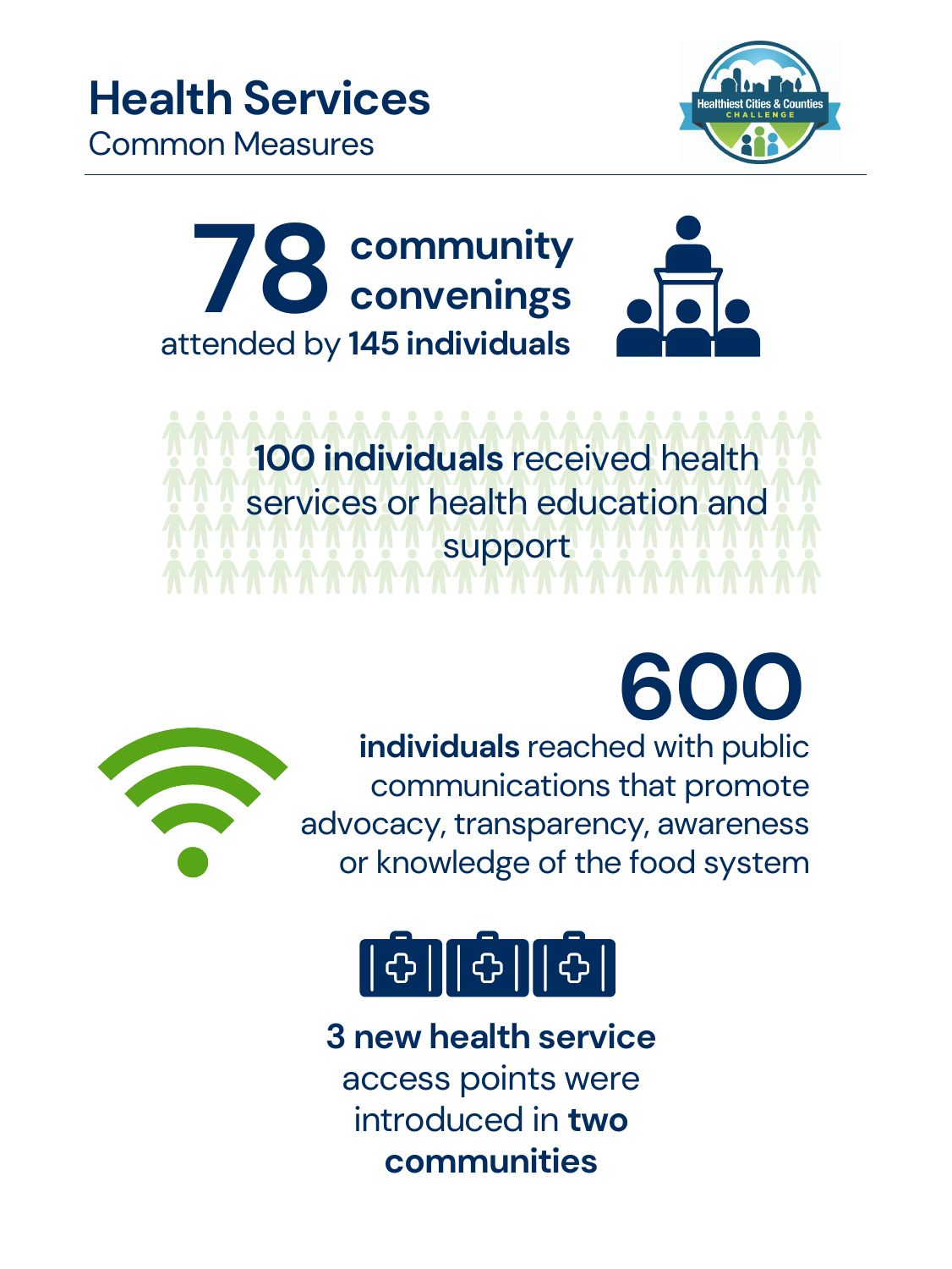# Health Services

Common Measures

**78 community convenings** attended by **145 individuals**

**100 individuals** received health services or health education and support

**600 individuals** reached with public communications that promote advocacy, transparency, awareness or knowledge of the food system

**3 new health service** access points were introduced in **two communities**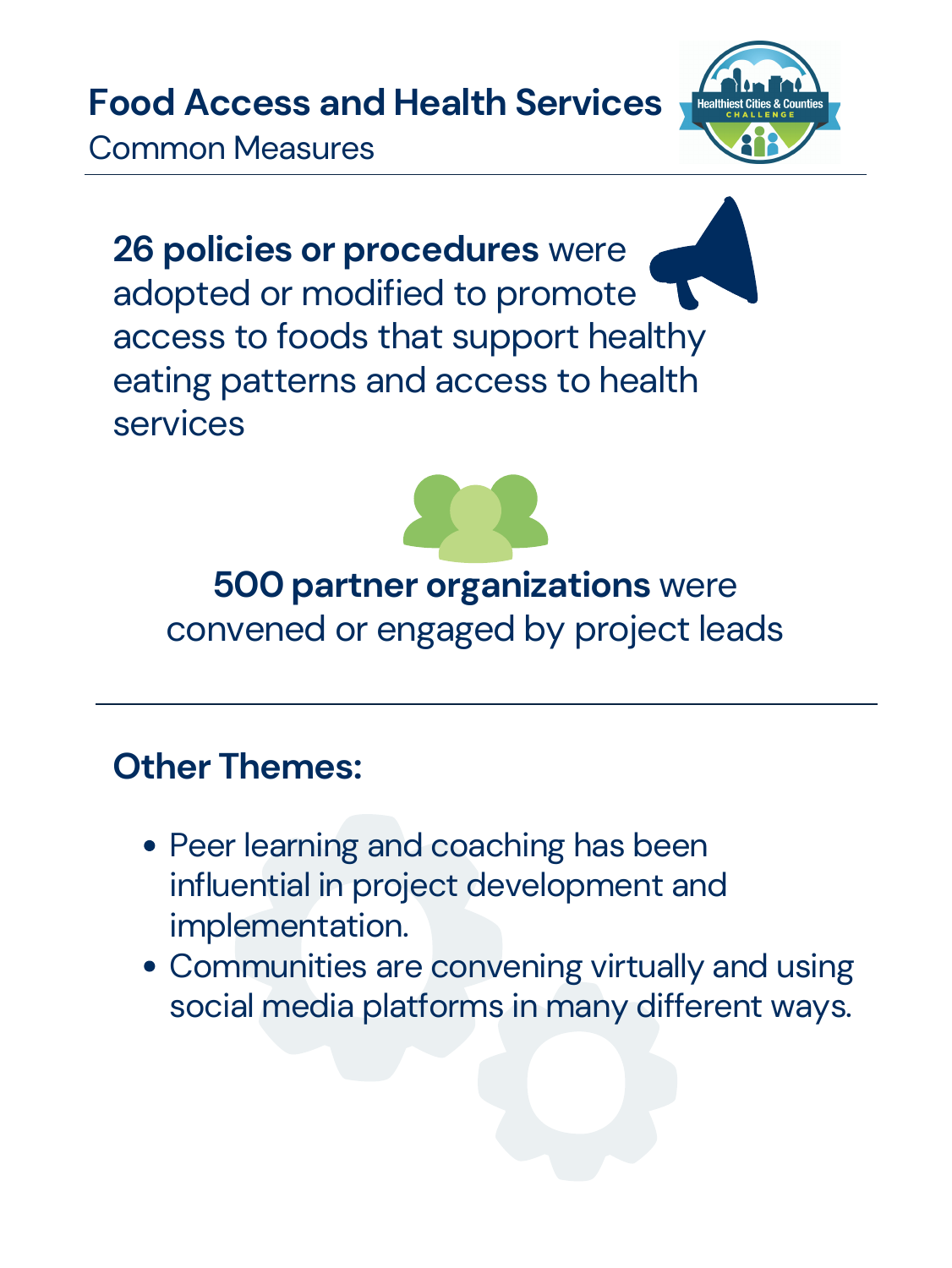# Food Access and Health Services

Common Measures

**26 policies or procedures** were adopted or modified to promote access to foods that support healthy eating patterns and access to health services

**500 partner organizations** were convened or engaged by project leads

## Other Themes:

- Peer learning and coaching has been influential in project development and implementation.
- Communities are convening virtually and using social media platforms in many different ways.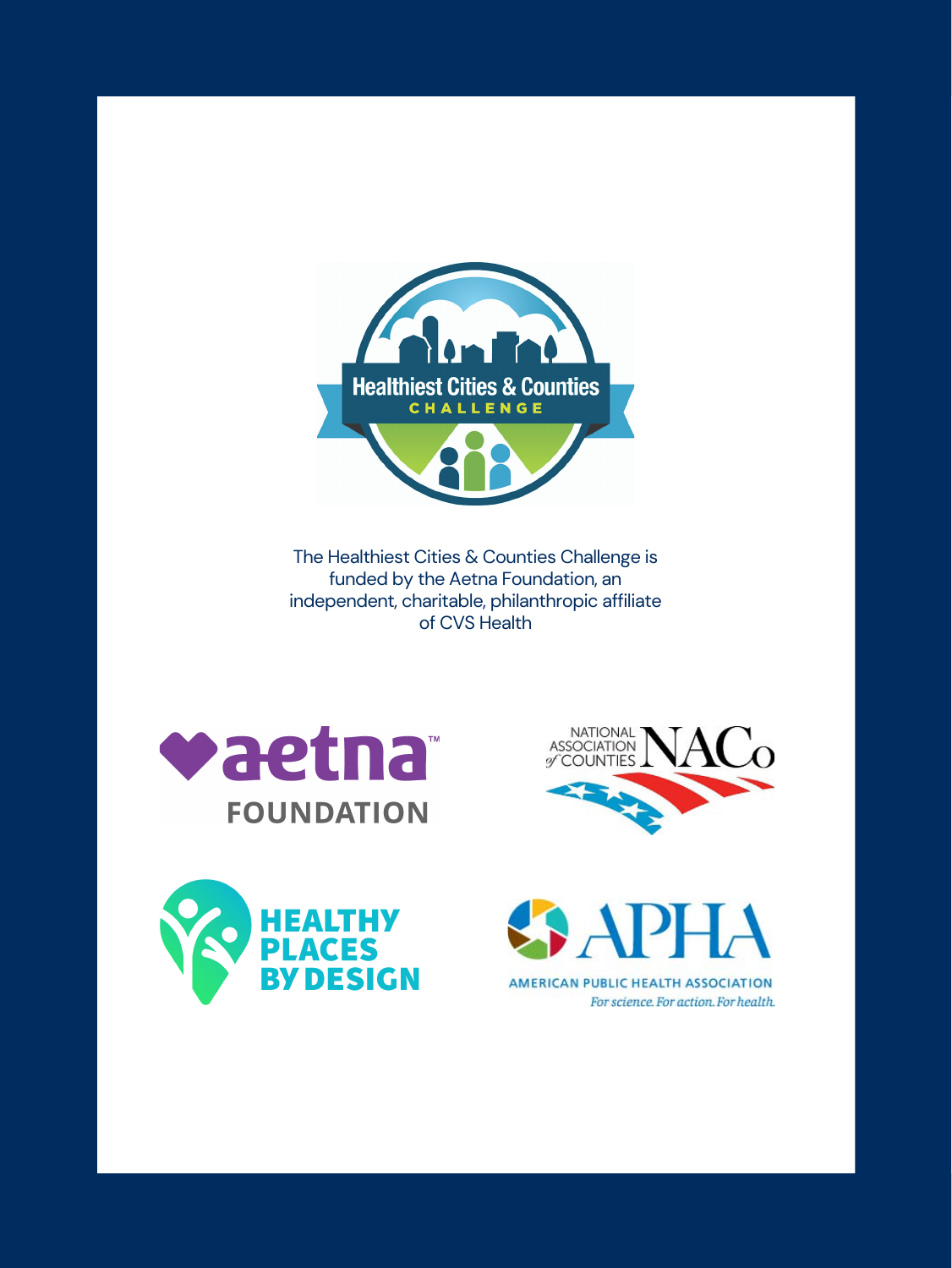Healthiest Cities & Counties CHALLENGE

The Healthiest Cities & Counties Challenge is funded by the Aetna Foundation, an independent, charitable, philanthropic affiliate of CVS Health

aetna FOUNDATION

NATIONAL ASSOCIATION of COUNTIES NACo

HEALTHY PLACES BY DESIGN

APHA

AMERICAN PUBLIC HEALTH ASSOCIATION

*For science. For action. For health.*